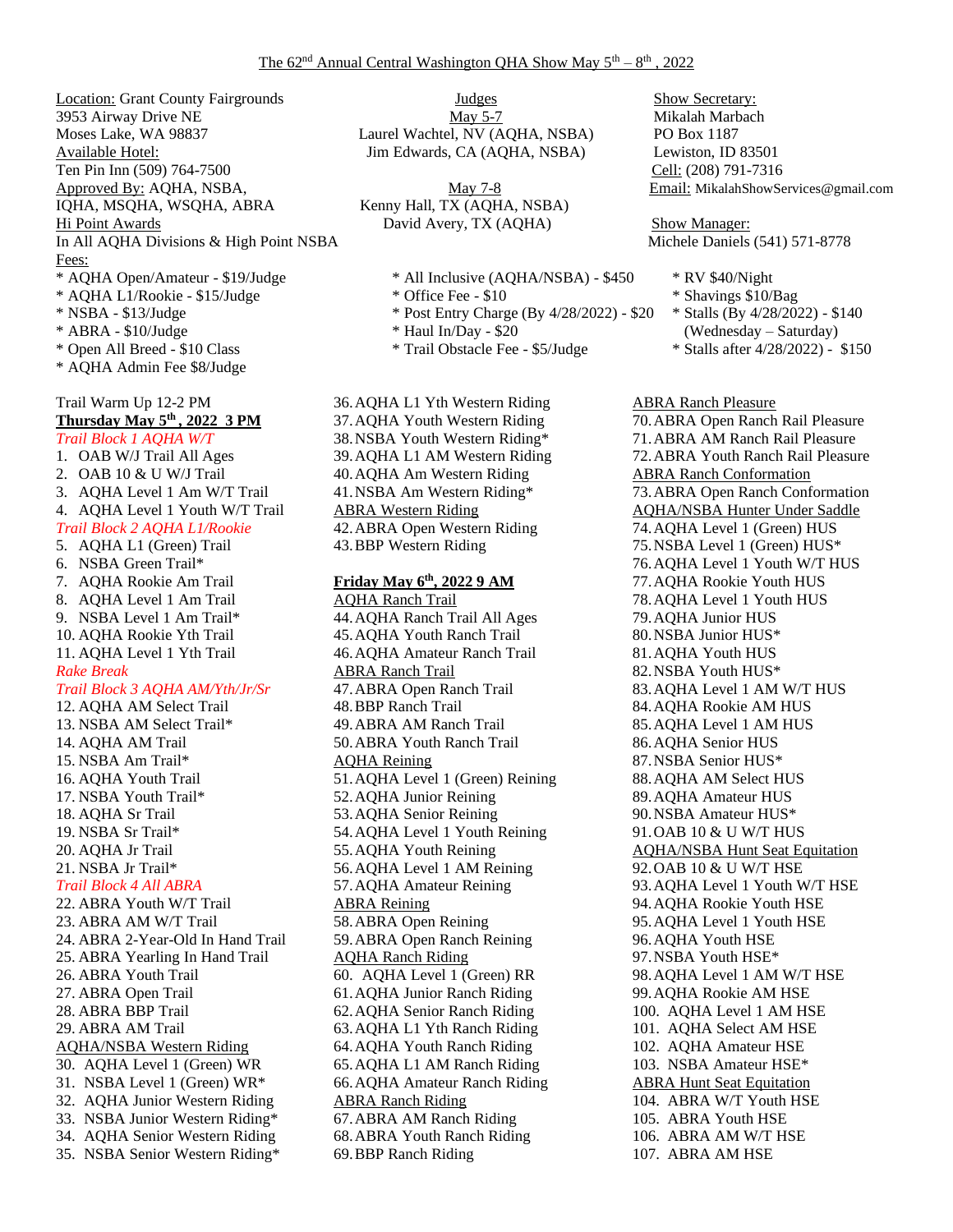# The 62nd Annual Central Washington QHA Show May 5th – 8th, 2022

**Location:** Grant County Fairgrounds
3953 Airway Drive NE
Moses Lake, WA 98837

**Available Hotel:**
Ten Pin Inn (509) 764-7500

**Approved By:** AQHA, NSBA, IQHA, MSQHA, WSQHA, ABRA

**Hi Point Awards**
In All AQHA Divisions & High Point NSBA

**Judges**

May 5-7
Laurel Wachtel, NV (AQHA, NSBA)
Jim Edwards, CA (AQHA, NSBA)

May 7-8
Kenny Hall, TX (AQHA, NSBA)
David Avery, TX (AQHA)

**Show Secretary:**
Mikalah Marbach
PO Box 1187
Lewiston, ID 83501
Cell: (208) 791-7316
Email: MikalahShowServices@gmail.com

**Show Manager:**
Michele Daniels (541) 571-8778

**Fees:**

* AQHA Open/Amateur - $19/Judge
* AQHA L1/Rookie - $15/Judge
* NSBA - $13/Judge
* ABRA - $10/Judge
* Open All Breed - $10 Class
* AQHA Admin Fee $8/Judge
* All Inclusive (AQHA/NSBA) - $450
* Office Fee - $10
* Post Entry Charge (By 4/28/2022) - $20
* Haul In/Day - $20
* Trail Obstacle Fee - $5/Judge
* RV $40/Night
* Shavings $10/Bag
* Stalls (By 4/28/2022) - $140 (Wednesday – Saturday)
* Stalls after 4/28/2022) - $150

Trail Warm Up 12-2 PM

## Thursday May 5th, 2022 3 PM

*Trail Block 1 AQHA W/T*

1. OAB W/J Trail All Ages
2. OAB 10 & U W/J Trail
3. AQHA Level 1 Am W/T Trail
4. AQHA Level 1 Youth W/T Trail

*Trail Block 2 AQHA L1/Rookie*

5. AQHA L1 (Green) Trail
6. NSBA Green Trail*
7. AQHA Rookie Am Trail
8. AQHA Level 1 Am Trail
9. NSBA Level 1 Am Trail*
10. AQHA Rookie Yth Trail
11. AQHA Level 1 Yth Trail

*Rake Break*

*Trail Block 3 AQHA AM/Yth/Jr/Sr*

12. AQHA AM Select Trail
13. NSBA AM Select Trail*
14. AQHA AM Trail
15. NSBA Am Trail*
16. AQHA Youth Trail
17. NSBA Youth Trail*
18. AQHA Sr Trail
19. NSBA Sr Trail*
20. AQHA Jr Trail
21. NSBA Jr Trail*

*Trail Block 4 All ABRA*

22. ABRA Youth W/T Trail
23. ABRA AM W/T Trail
24. ABRA 2-Year-Old In Hand Trail
25. ABRA Yearling In Hand Trail
26. ABRA Youth Trail
27. ABRA Open Trail
28. ABRA BBP Trail
29. ABRA AM Trail

AQHA/NSBA Western Riding

30. AQHA Level 1 (Green) WR
31. NSBA Level 1 (Green) WR*
32. AQHA Junior Western Riding
33. NSBA Junior Western Riding*
34. AQHA Senior Western Riding
35. NSBA Senior Western Riding*
36. AQHA L1 Yth Western Riding
37. AQHA Youth Western Riding
38. NSBA Youth Western Riding*
39. AQHA L1 AM Western Riding
40. AQHA Am Western Riding
41. NSBA Am Western Riding*

ABRA Western Riding

42. ABRA Open Western Riding
43. BBP Western Riding

## Friday May 6th, 2022 9 AM

AQHA Ranch Trail

44. AQHA Ranch Trail All Ages
45. AQHA Youth Ranch Trail
46. AQHA Amateur Ranch Trail

ABRA Ranch Trail

47. ABRA Open Ranch Trail
48. BBP Ranch Trail
49. ABRA AM Ranch Trail
50. ABRA Youth Ranch Trail

AQHA Reining

51. AQHA Level 1 (Green) Reining
52. AQHA Junior Reining
53. AQHA Senior Reining
54. AQHA Level 1 Youth Reining
55. AQHA Youth Reining
56. AQHA Level 1 AM Reining
57. AQHA Amateur Reining

ABRA Reining

58. ABRA Open Reining
59. ABRA Open Ranch Reining

AQHA Ranch Riding

60. AQHA Level 1 (Green) RR
61. AQHA Junior Ranch Riding
62. AQHA Senior Ranch Riding
63. AQHA L1 Yth Ranch Riding
64. AQHA Youth Ranch Riding
65. AQHA L1 AM Ranch Riding
66. AQHA Amateur Ranch Riding

ABRA Ranch Riding

67. ABRA AM Ranch Riding
68. ABRA Youth Ranch Riding
69. BBP Ranch Riding

ABRA Ranch Pleasure

70. ABRA Open Ranch Rail Pleasure
71. ABRA AM Ranch Rail Pleasure
72. ABRA Youth Ranch Rail Pleasure

ABRA Ranch Conformation

73. ABRA Open Ranch Conformation

AQHA/NSBA Hunter Under Saddle

74. AQHA Level 1 (Green) HUS
75. NSBA Level 1 (Green) HUS*
76. AQHA Level 1 Youth W/T HUS
77. AQHA Rookie Youth HUS
78. AQHA Level 1 Youth HUS
79. AQHA Junior HUS
80. NSBA Junior HUS*
81. AQHA Youth HUS
82. NSBA Youth HUS*
83. AQHA Level 1 AM W/T HUS
84. AQHA Rookie AM HUS
85. AQHA Level 1 AM HUS
86. AQHA Senior HUS
87. NSBA Senior HUS*
88. AQHA AM Select HUS
89. AQHA Amateur HUS
90. NSBA Amateur HUS*
91. OAB 10 & U W/T HUS

AQHA/NSBA Hunt Seat Equitation

92. OAB 10 & U W/T HSE
93. AQHA Level 1 Youth W/T HSE
94. AQHA Rookie Youth HSE
95. AQHA Level 1 Youth HSE
96. AQHA Youth HSE
97. NSBA Youth HSE*
98. AQHA Level 1 AM W/T HSE
99. AQHA Rookie AM HSE
100. AQHA Level 1 AM HSE
101. AQHA Select AM HSE
102. AQHA Amateur HSE
103. NSBA Amateur HSE*

ABRA Hunt Seat Equitation

104. ABRA W/T Youth HSE
105. ABRA Youth HSE
106. ABRA AM W/T HSE
107. ABRA AM HSE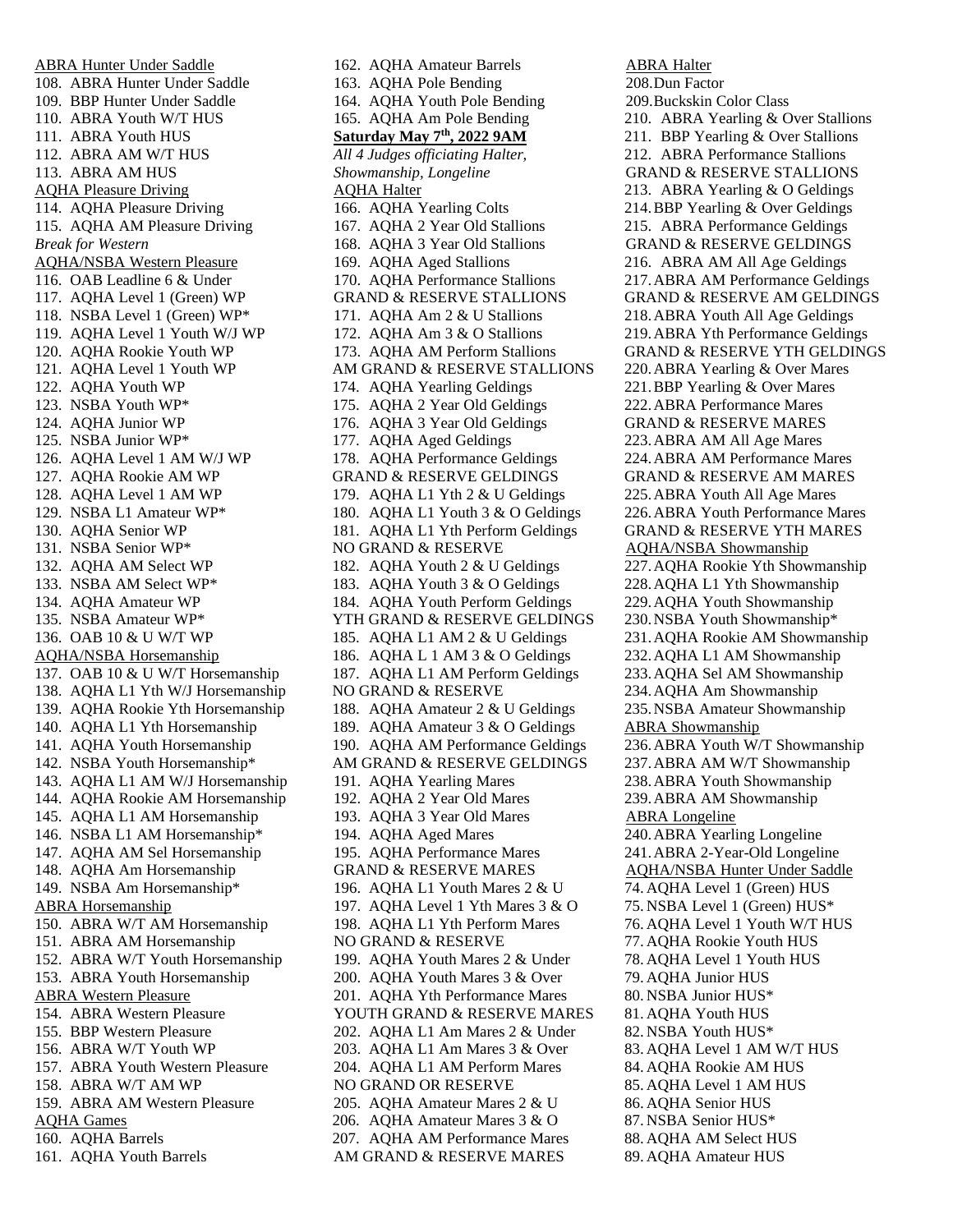ABRA Hunter Under Saddle

108. ABRA Hunter Under Saddle
109. BBP Hunter Under Saddle
110. ABRA Youth W/T HUS
111. ABRA Youth HUS
112. ABRA AM W/T HUS
113. ABRA AM HUS

AQHA Pleasure Driving

114. AQHA Pleasure Driving
115. AQHA AM Pleasure Driving

*Break for Western*

AQHA/NSBA Western Pleasure

116. OAB Leadline 6 & Under
117. AQHA Level 1 (Green) WP
118. NSBA Level 1 (Green) WP*
119. AQHA Level 1 Youth W/J WP
120. AQHA Rookie Youth WP
121. AQHA Level 1 Youth WP
122. AQHA Youth WP
123. NSBA Youth WP*
124. AQHA Junior WP
125. NSBA Junior WP*
126. AQHA Level 1 AM W/J WP
127. AQHA Rookie AM WP
128. AQHA Level 1 AM WP
129. NSBA L1 Amateur WP*
130. AQHA Senior WP
131. NSBA Senior WP*
132. AQHA AM Select WP
133. NSBA AM Select WP*
134. AQHA Amateur WP
135. NSBA Amateur WP*
136. OAB 10 & U W/T WP

AQHA/NSBA Horsemanship

137. OAB 10 & U W/T Horsemanship
138. AQHA L1 Yth W/J Horsemanship
139. AQHA Rookie Yth Horsemanship
140. AQHA L1 Yth Horsemanship
141. AQHA Youth Horsemanship
142. NSBA Youth Horsemanship*
143. AQHA L1 AM W/J Horsemanship
144. AQHA Rookie AM Horsemanship
145. AQHA L1 AM Horsemanship
146. NSBA L1 AM Horsemanship*
147. AQHA AM Sel Horsemanship
148. AQHA Am Horsemanship
149. NSBA Am Horsemanship*

ABRA Horsemanship

150. ABRA W/T AM Horsemanship
151. ABRA AM Horsemanship
152. ABRA W/T Youth Horsemanship
153. ABRA Youth Horsemanship

ABRA Western Pleasure

154. ABRA Western Pleasure
155. BBP Western Pleasure
156. ABRA W/T Youth WP
157. ABRA Youth Western Pleasure
158. ABRA W/T AM WP
159. ABRA AM Western Pleasure

AQHA Games

160. AQHA Barrels
161. AQHA Youth Barrels
162. AQHA Amateur Barrels
163. AQHA Pole Bending
164. AQHA Youth Pole Bending
165. AQHA Am Pole Bending

**Saturday May 7th, 2022 9AM**

*All 4 Judges officiating Halter, Showmanship, Longeline*

AQHA Halter

166. AQHA Yearling Colts
167. AQHA 2 Year Old Stallions
168. AQHA 3 Year Old Stallions
169. AQHA Aged Stallions
170. AQHA Performance Stallions

GRAND & RESERVE STALLIONS

171. AQHA Am 2 & U Stallions
172. AQHA Am 3 & O Stallions
173. AQHA AM Perform Stallions

AM GRAND & RESERVE STALLIONS

174. AQHA Yearling Geldings
175. AQHA 2 Year Old Geldings
176. AQHA 3 Year Old Geldings
177. AQHA Aged Geldings
178. AQHA Performance Geldings

GRAND & RESERVE GELDINGS

179. AQHA L1 Yth 2 & U Geldings
180. AQHA L1 Youth 3 & O Geldings
181. AQHA L1 Yth Perform Geldings

NO GRAND & RESERVE

182. AQHA Youth 2 & U Geldings
183. AQHA Youth 3 & O Geldings
184. AQHA Youth Perform Geldings

YTH GRAND & RESERVE GELDINGS

185. AQHA L1 AM 2 & U Geldings
186. AQHA L 1 AM 3 & O Geldings
187. AQHA L1 AM Perform Geldings

NO GRAND & RESERVE

188. AQHA Amateur 2 & U Geldings
189. AQHA Amateur 3 & O Geldings
190. AQHA AM Performance Geldings

AM GRAND & RESERVE GELDINGS

191. AQHA Yearling Mares
192. AQHA 2 Year Old Mares
193. AQHA 3 Year Old Mares
194. AQHA Aged Mares
195. AQHA Performance Mares

GRAND & RESERVE MARES

196. AQHA L1 Youth Mares 2 & U
197. AQHA Level 1 Yth Mares 3 & O
198. AQHA L1 Yth Perform Mares

NO GRAND & RESERVE

199. AQHA Youth Mares 2 & Under
200. AQHA Youth Mares 3 & Over
201. AQHA Yth Performance Mares

YOUTH GRAND & RESERVE MARES

202. AQHA L1 Am Mares 2 & Under
203. AQHA L1 Am Mares 3 & Over
204. AQHA L1 AM Perform Mares

NO GRAND OR RESERVE

205. AQHA Amateur Mares 2 & U
206. AQHA Amateur Mares 3 & O
207. AQHA AM Performance Mares

AM GRAND & RESERVE MARES

ABRA Halter

208. Dun Factor
209. Buckskin Color Class
210. ABRA Yearling & Over Stallions
211. BBP Yearling & Over Stallions
212. ABRA Performance Stallions

GRAND & RESERVE STALLIONS

213. ABRA Yearling & O Geldings
214. BBP Yearling & Over Geldings
215. ABRA Performance Geldings

GRAND & RESERVE GELDINGS

216. ABRA AM All Age Geldings
217. ABRA AM Performance Geldings

GRAND & RESERVE AM GELDINGS

218. ABRA Youth All Age Geldings
219. ABRA Yth Performance Geldings

GRAND & RESERVE YTH GELDINGS

220. ABRA Yearling & Over Mares
221. BBP Yearling & Over Mares
222. ABRA Performance Mares

GRAND & RESERVE MARES

223. ABRA AM All Age Mares
224. ABRA AM Performance Mares

GRAND & RESERVE AM MARES

225. ABRA Youth All Age Mares
226. ABRA Youth Performance Mares

GRAND & RESERVE YTH MARES

AQHA/NSBA Showmanship

227. AQHA Rookie Yth Showmanship
228. AQHA L1 Yth Showmanship
229. AQHA Youth Showmanship
230. NSBA Youth Showmanship*
231. AQHA Rookie AM Showmanship
232. AQHA L1 AM Showmanship
233. AQHA Sel AM Showmanship
234. AQHA Am Showmanship
235. NSBA Amateur Showmanship

ABRA Showmanship

236. ABRA Youth W/T Showmanship
237. ABRA AM W/T Showmanship
238. ABRA Youth Showmanship
239. ABRA AM Showmanship

ABRA Longeline

240. ABRA Yearling Longeline
241. ABRA 2-Year-Old Longeline

AQHA/NSBA Hunter Under Saddle

74. AQHA Level 1 (Green) HUS
75. NSBA Level 1 (Green) HUS*
76. AQHA Level 1 Youth W/T HUS
77. AQHA Rookie Youth HUS
78. AQHA Level 1 Youth HUS
79. AQHA Junior HUS
80. NSBA Junior HUS*
81. AQHA Youth HUS
82. NSBA Youth HUS*
83. AQHA Level 1 AM W/T HUS
84. AQHA Rookie AM HUS
85. AQHA Level 1 AM HUS
86. AQHA Senior HUS
87. NSBA Senior HUS*
88. AQHA AM Select HUS
89. AQHA Amateur HUS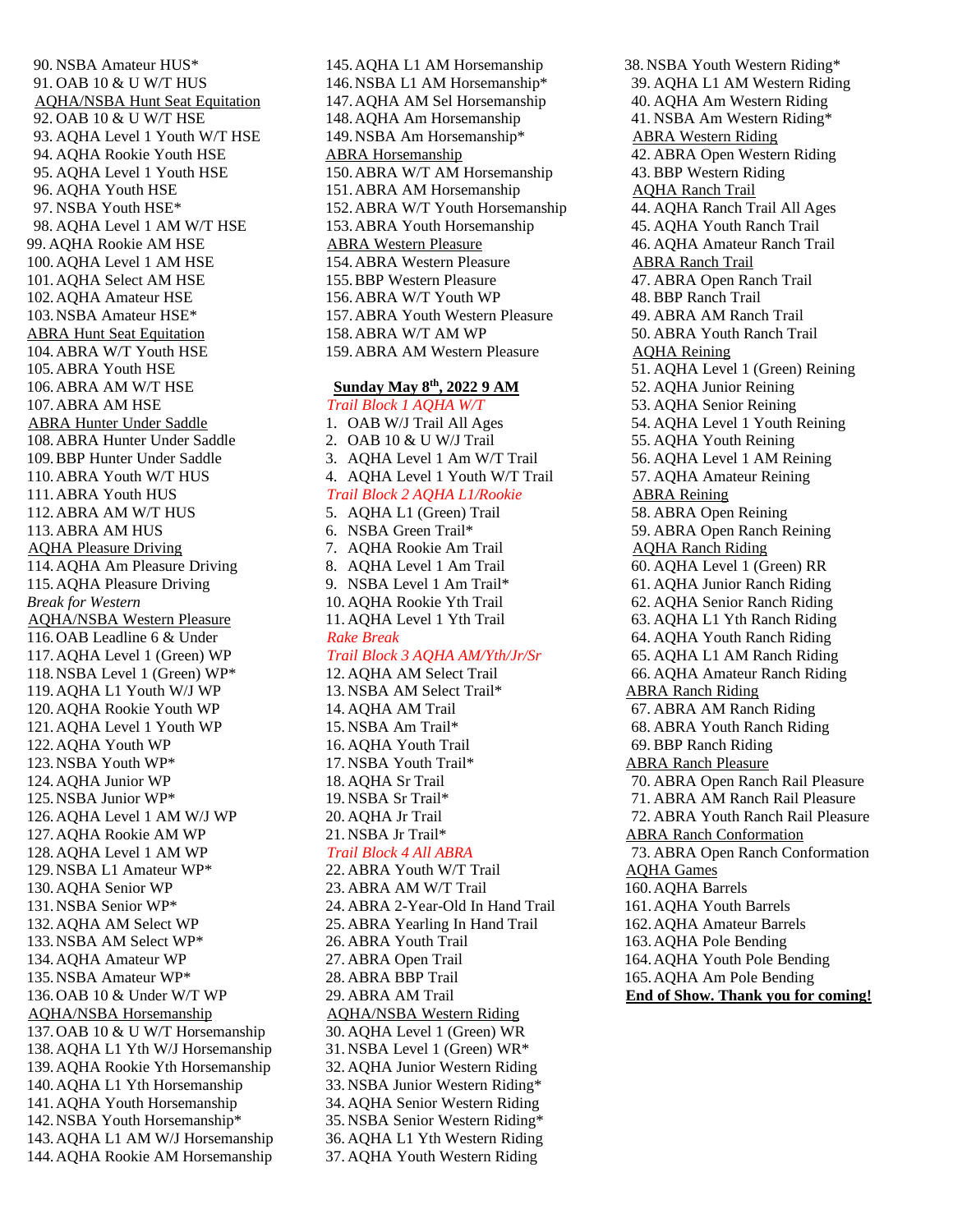90. NSBA Amateur HUS*
91. OAB 10 & U W/T HUS

<u>AQHA/NSBA Hunt Seat Equitation</u>

92. OAB 10 & U W/T HSE
93. AQHA Level 1 Youth W/T HSE
94. AQHA Rookie Youth HSE
95. AQHA Level 1 Youth HSE
96. AQHA Youth HSE
97. NSBA Youth HSE*
98. AQHA Level 1 AM W/T HSE
99. AQHA Rookie AM HSE
100. AQHA Level 1 AM HSE
101. AQHA Select AM HSE
102. AQHA Amateur HSE
103. NSBA Amateur HSE*

<u>ABRA Hunt Seat Equitation</u>

104. ABRA W/T Youth HSE
105. ABRA Youth HSE
106. ABRA AM W/T HSE
107. ABRA AM HSE

<u>ABRA Hunter Under Saddle</u>

108. ABRA Hunter Under Saddle
109. BBP Hunter Under Saddle
110. ABRA Youth W/T HUS
111. ABRA Youth HUS
112. ABRA AM W/T HUS
113. ABRA AM HUS

<u>AQHA Pleasure Driving</u>

114. AQHA Am Pleasure Driving
115. AQHA Pleasure Driving

*Break for Western*

<u>AQHA/NSBA Western Pleasure</u>

116. OAB Leadline 6 & Under
117. AQHA Level 1 (Green) WP
118. NSBA Level 1 (Green) WP*
119. AQHA L1 Youth W/J WP
120. AQHA Rookie Youth WP
121. AQHA Level 1 Youth WP
122. AQHA Youth WP
123. NSBA Youth WP*
124. AQHA Junior WP
125. NSBA Junior WP*
126. AQHA Level 1 AM W/J WP
127. AQHA Rookie AM WP
128. AQHA Level 1 AM WP
129. NSBA L1 Amateur WP*
130. AQHA Senior WP
131. NSBA Senior WP*
132. AQHA AM Select WP
133. NSBA AM Select WP*
134. AQHA Amateur WP
135. NSBA Amateur WP*
136. OAB 10 & Under W/T WP

<u>AQHA/NSBA Horsemanship</u>

137. OAB 10 & U W/T Horsemanship
138. AQHA L1 Yth W/J Horsemanship
139. AQHA Rookie Yth Horsemanship
140. AQHA L1 Yth Horsemanship
141. AQHA Youth Horsemanship
142. NSBA Youth Horsemanship*
143. AQHA L1 AM W/J Horsemanship
144. AQHA Rookie AM Horsemanship
145. AQHA L1 AM Horsemanship
146. NSBA L1 AM Horsemanship*
147. AQHA AM Sel Horsemanship
148. AQHA Am Horsemanship
149. NSBA Am Horsemanship*

<u>ABRA Horsemanship</u>

150. ABRA W/T AM Horsemanship
151. ABRA AM Horsemanship
152. ABRA W/T Youth Horsemanship
153. ABRA Youth Horsemanship

<u>ABRA Western Pleasure</u>

154. ABRA Western Pleasure
155. BBP Western Pleasure
156. ABRA W/T Youth WP
157. ABRA Youth Western Pleasure
158. ABRA W/T AM WP
159. ABRA AM Western Pleasure

**<u>Sunday May 8th, 2022 9 AM</u>**

*Trail Block 1 AQHA W/T*

1. OAB W/J Trail All Ages
2. OAB 10 & U W/J Trail
3. AQHA Level 1 Am W/T Trail
4. AQHA Level 1 Youth W/T Trail

*Trail Block 2 AQHA L1/Rookie*

5. AQHA L1 (Green) Trail
6. NSBA Green Trail*
7. AQHA Rookie Am Trail
8. AQHA Level 1 Am Trail
9. NSBA Level 1 Am Trail*
10. AQHA Rookie Yth Trail
11. AQHA Level 1 Yth Trail

*Rake Break*

*Trail Block 3 AQHA AM/Yth/Jr/Sr*

12. AQHA AM Select Trail
13. NSBA AM Select Trail*
14. AQHA AM Trail
15. NSBA Am Trail*
16. AQHA Youth Trail
17. NSBA Youth Trail*
18. AQHA Sr Trail
19. NSBA Sr Trail*
20. AQHA Jr Trail
21. NSBA Jr Trail*

*Trail Block 4 All ABRA*

22. ABRA Youth W/T Trail
23. ABRA AM W/T Trail
24. ABRA 2-Year-Old In Hand Trail
25. ABRA Yearling In Hand Trail
26. ABRA Youth Trail
27. ABRA Open Trail
28. ABRA BBP Trail
29. ABRA AM Trail

<u>AQHA/NSBA Western Riding</u>

30. AQHA Level 1 (Green) WR
31. NSBA Level 1 (Green) WR*
32. AQHA Junior Western Riding
33. NSBA Junior Western Riding*
34. AQHA Senior Western Riding
35. NSBA Senior Western Riding*
36. AQHA L1 Yth Western Riding
37. AQHA Youth Western Riding
38. NSBA Youth Western Riding*
39. AQHA L1 AM Western Riding
40. AQHA Am Western Riding
41. NSBA Am Western Riding*

<u>ABRA Western Riding</u>

42. ABRA Open Western Riding
43. BBP Western Riding

<u>AQHA Ranch Trail</u>

44. AQHA Ranch Trail All Ages
45. AQHA Youth Ranch Trail
46. AQHA Amateur Ranch Trail

<u>ABRA Ranch Trail</u>

47. ABRA Open Ranch Trail
48. BBP Ranch Trail
49. ABRA AM Ranch Trail
50. ABRA Youth Ranch Trail

<u>AQHA Reining</u>

51. AQHA Level 1 (Green) Reining
52. AQHA Junior Reining
53. AQHA Senior Reining
54. AQHA Level 1 Youth Reining
55. AQHA Youth Reining
56. AQHA Level 1 AM Reining
57. AQHA Amateur Reining

<u>ABRA Reining</u>

58. ABRA Open Reining
59. ABRA Open Ranch Reining

<u>AQHA Ranch Riding</u>

60. AQHA Level 1 (Green) RR
61. AQHA Junior Ranch Riding
62. AQHA Senior Ranch Riding
63. AQHA L1 Yth Ranch Riding
64. AQHA Youth Ranch Riding
65. AQHA L1 AM Ranch Riding
66. AQHA Amateur Ranch Riding

<u>ABRA Ranch Riding</u>

67. ABRA AM Ranch Riding
68. ABRA Youth Ranch Riding
69. BBP Ranch Riding

<u>ABRA Ranch Pleasure</u>

70. ABRA Open Ranch Rail Pleasure
71. ABRA AM Ranch Rail Pleasure
72. ABRA Youth Ranch Rail Pleasure

<u>ABRA Ranch Conformation</u>

73. ABRA Open Ranch Conformation

<u>AQHA Games</u>

160. AQHA Barrels
161. AQHA Youth Barrels
162. AQHA Amateur Barrels
163. AQHA Pole Bending
164. AQHA Youth Pole Bending
165. AQHA Am Pole Bending

**<u>End of Show. Thank you for coming!</u>**